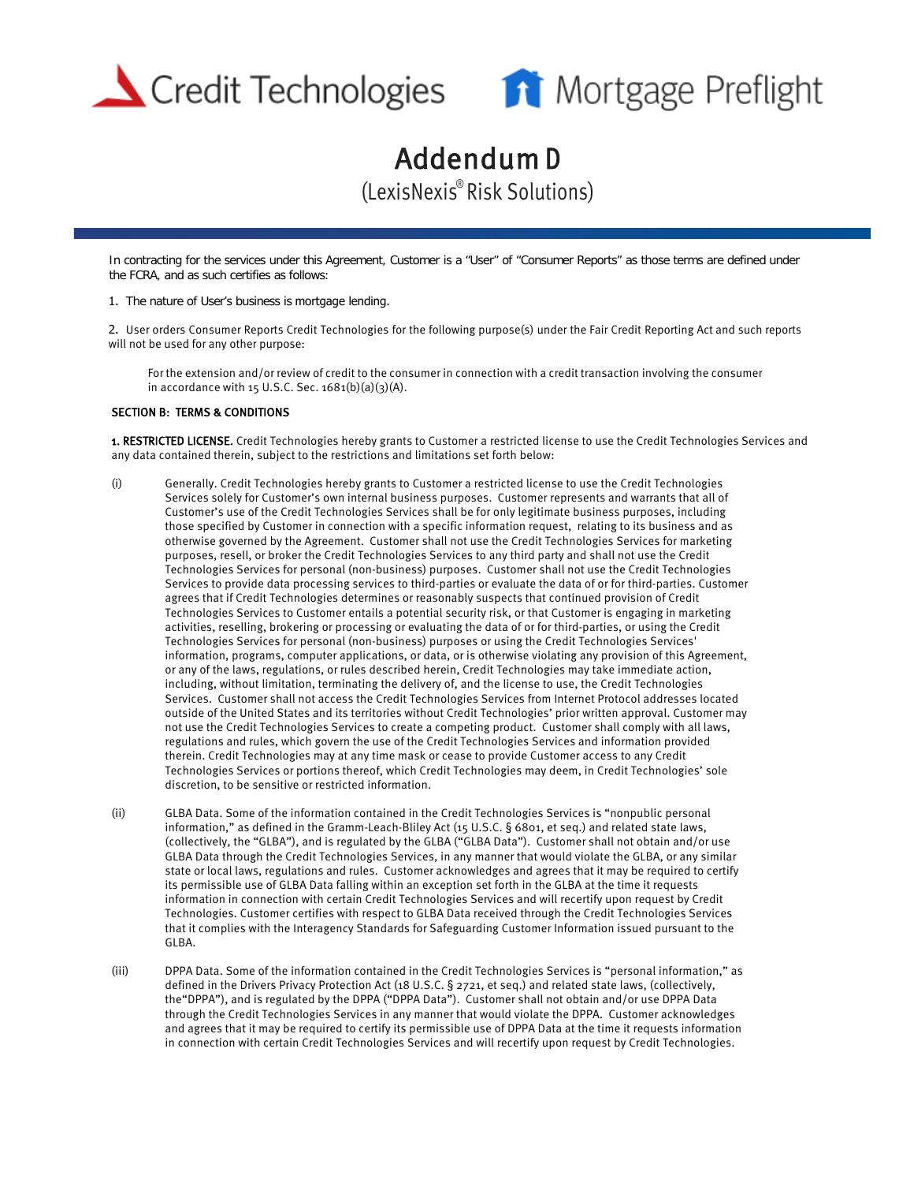Credit Technologies    Mortgage Preflight

# Addendum D

## (LexisNexis® Risk Solutions)

In contracting for the services under this Agreement, Customer is a "User" of "Consumer Reports" as those terms are defined under the FCRA, and as such certifies as follows:

1. The nature of User's business is mortgage lending.

2. User orders Consumer Reports Credit Technologies for the following purpose(s) under the Fair Credit Reporting Act and such reports will not be used for any other purpose:

   For the extension and/or review of credit to the consumer in connection with a credit transaction involving the consumer in accordance with 15 U.S.C. Sec. 1681(b)(a)(3)(A).

**SECTION B: TERMS & CONDITIONS**

**1. RESTRICTED LICENSE.** Credit Technologies hereby grants to Customer a restricted license to use the Credit Technologies Services and any data contained therein, subject to the restrictions and limitations set forth below:

(i) Generally. Credit Technologies hereby grants to Customer a restricted license to use the Credit Technologies Services solely for Customer's own internal business purposes. Customer represents and warrants that all of Customer's use of the Credit Technologies Services shall be for only legitimate business purposes, including those specified by Customer in connection with a specific information request, relating to its business and as otherwise governed by the Agreement. Customer shall not use the Credit Technologies Services for marketing purposes, resell, or broker the Credit Technologies Services to any third party and shall not use the Credit Technologies Services for personal (non-business) purposes. Customer shall not use the Credit Technologies Services to provide data processing services to third-parties or evaluate the data of or for third-parties. Customer agrees that if Credit Technologies determines or reasonably suspects that continued provision of Credit Technologies Services to Customer entails a potential security risk, or that Customer is engaging in marketing activities, reselling, brokering or processing or evaluating the data of or for third-parties, or using the Credit Technologies Services for personal (non-business) purposes or using the Credit Technologies Services' information, programs, computer applications, or data, or is otherwise violating any provision of this Agreement, or any of the laws, regulations, or rules described herein, Credit Technologies may take immediate action, including, without limitation, terminating the delivery of, and the license to use, the Credit Technologies Services. Customer shall not access the Credit Technologies Services from Internet Protocol addresses located outside of the United States and its territories without Credit Technologies' prior written approval. Customer may not use the Credit Technologies Services to create a competing product. Customer shall comply with all laws, regulations and rules, which govern the use of the Credit Technologies Services and information provided therein. Credit Technologies may at any time mask or cease to provide Customer access to any Credit Technologies Services or portions thereof, which Credit Technologies may deem, in Credit Technologies' sole discretion, to be sensitive or restricted information.

(ii) GLBA Data. Some of the information contained in the Credit Technologies Services is "nonpublic personal information," as defined in the Gramm-Leach-Bliley Act (15 U.S.C. § 6801, et seq.) and related state laws, (collectively, the "GLBA"), and is regulated by the GLBA ("GLBA Data"). Customer shall not obtain and/or use GLBA Data through the Credit Technologies Services, in any manner that would violate the GLBA, or any similar state or local laws, regulations and rules. Customer acknowledges and agrees that it may be required to certify its permissible use of GLBA Data falling within an exception set forth in the GLBA at the time it requests information in connection with certain Credit Technologies Services and will recertify upon request by Credit Technologies. Customer certifies with respect to GLBA Data received through the Credit Technologies Services that it complies with the Interagency Standards for Safeguarding Customer Information issued pursuant to the GLBA.

(iii) DPPA Data. Some of the information contained in the Credit Technologies Services is "personal information," as defined in the Drivers Privacy Protection Act (18 U.S.C. § 2721, et seq.) and related state laws, (collectively, the"DPPA"), and is regulated by the DPPA ("DPPA Data"). Customer shall not obtain and/or use DPPA Data through the Credit Technologies Services in any manner that would violate the DPPA. Customer acknowledges and agrees that it may be required to certify its permissible use of DPPA Data at the time it requests information in connection with certain Credit Technologies Services and will recertify upon request by Credit Technologies.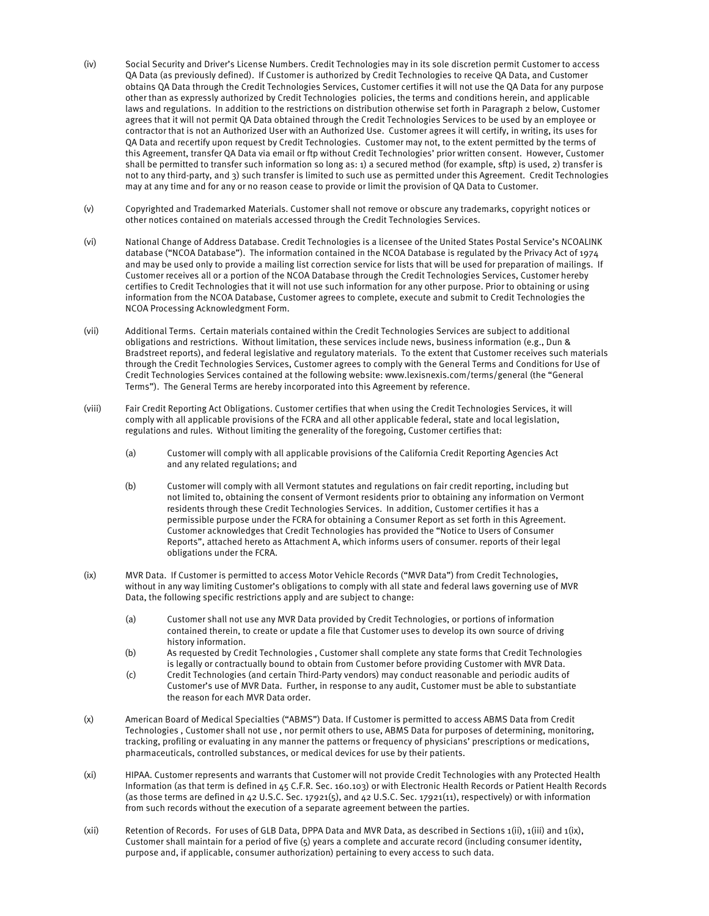(iv) Social Security and Driver's License Numbers. Credit Technologies may in its sole discretion permit Customer to access QA Data (as previously defined). If Customer is authorized by Credit Technologies to receive QA Data, and Customer obtains QA Data through the Credit Technologies Services, Customer certifies it will not use the QA Data for any purpose other than as expressly authorized by Credit Technologies policies, the terms and conditions herein, and applicable laws and regulations. In addition to the restrictions on distribution otherwise set forth in Paragraph 2 below, Customer agrees that it will not permit QA Data obtained through the Credit Technologies Services to be used by an employee or contractor that is not an Authorized User with an Authorized Use. Customer agrees it will certify, in writing, its uses for QA Data and recertify upon request by Credit Technologies. Customer may not, to the extent permitted by the terms of this Agreement, transfer QA Data via email or ftp without Credit Technologies' prior written consent. However, Customer shall be permitted to transfer such information so long as: 1) a secured method (for example, sftp) is used, 2) transfer is not to any third-party, and 3) such transfer is limited to such use as permitted under this Agreement. Credit Technologies may at any time and for any or no reason cease to provide or limit the provision of QA Data to Customer.

(v) Copyrighted and Trademarked Materials. Customer shall not remove or obscure any trademarks, copyright notices or other notices contained on materials accessed through the Credit Technologies Services.

(vi) National Change of Address Database. Credit Technologies is a licensee of the United States Postal Service's NCOALINK database ("NCOA Database"). The information contained in the NCOA Database is regulated by the Privacy Act of 1974 and may be used only to provide a mailing list correction service for lists that will be used for preparation of mailings. If Customer receives all or a portion of the NCOA Database through the Credit Technologies Services, Customer hereby certifies to Credit Technologies that it will not use such information for any other purpose. Prior to obtaining or using information from the NCOA Database, Customer agrees to complete, execute and submit to Credit Technologies the NCOA Processing Acknowledgment Form.

(vii) Additional Terms. Certain materials contained within the Credit Technologies Services are subject to additional obligations and restrictions. Without limitation, these services include news, business information (e.g., Dun & Bradstreet reports), and federal legislative and regulatory materials. To the extent that Customer receives such materials through the Credit Technologies Services, Customer agrees to comply with the General Terms and Conditions for Use of Credit Technologies Services contained at the following website: www.lexisnexis.com/terms/general (the "General Terms"). The General Terms are hereby incorporated into this Agreement by reference.

(viii) Fair Credit Reporting Act Obligations. Customer certifies that when using the Credit Technologies Services, it will comply with all applicable provisions of the FCRA and all other applicable federal, state and local legislation, regulations and rules. Without limiting the generality of the foregoing, Customer certifies that:

- (a) Customer will comply with all applicable provisions of the California Credit Reporting Agencies Act and any related regulations; and

- (b) Customer will comply with all Vermont statutes and regulations on fair credit reporting, including but not limited to, obtaining the consent of Vermont residents prior to obtaining any information on Vermont residents through these Credit Technologies Services. In addition, Customer certifies it has a permissible purpose under the FCRA for obtaining a Consumer Report as set forth in this Agreement. Customer acknowledges that Credit Technologies has provided the "Notice to Users of Consumer Reports", attached hereto as Attachment A, which informs users of consumer. reports of their legal obligations under the FCRA.

(ix) MVR Data. If Customer is permitted to access Motor Vehicle Records ("MVR Data") from Credit Technologies, without in any way limiting Customer's obligations to comply with all state and federal laws governing use of MVR Data, the following specific restrictions apply and are subject to change:

- (a) Customer shall not use any MVR Data provided by Credit Technologies, or portions of information contained therein, to create or update a file that Customer uses to develop its own source of driving history information.
- (b) As requested by Credit Technologies , Customer shall complete any state forms that Credit Technologies is legally or contractually bound to obtain from Customer before providing Customer with MVR Data.
- (c) Credit Technologies (and certain Third-Party vendors) may conduct reasonable and periodic audits of Customer's use of MVR Data. Further, in response to any audit, Customer must be able to substantiate the reason for each MVR Data order.

(x) American Board of Medical Specialties ("ABMS") Data. If Customer is permitted to access ABMS Data from Credit Technologies , Customer shall not use , nor permit others to use, ABMS Data for purposes of determining, monitoring, tracking, profiling or evaluating in any manner the patterns or frequency of physicians' prescriptions or medications, pharmaceuticals, controlled substances, or medical devices for use by their patients.

(xi) HIPAA. Customer represents and warrants that Customer will not provide Credit Technologies with any Protected Health Information (as that term is defined in 45 C.F.R. Sec. 160.103) or with Electronic Health Records or Patient Health Records (as those terms are defined in 42 U.S.C. Sec. 17921(5), and 42 U.S.C. Sec. 17921(11), respectively) or with information from such records without the execution of a separate agreement between the parties.

(xii) Retention of Records. For uses of GLB Data, DPPA Data and MVR Data, as described in Sections 1(ii), 1(iii) and 1(ix), Customer shall maintain for a period of five (5) years a complete and accurate record (including consumer identity, purpose and, if applicable, consumer authorization) pertaining to every access to such data.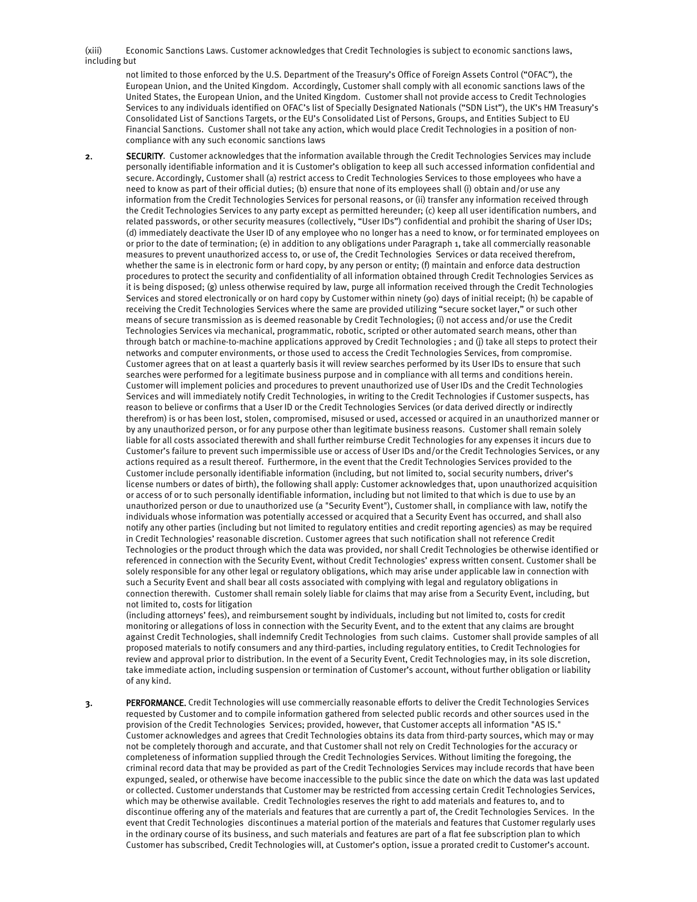(xiii) Economic Sanctions Laws. Customer acknowledges that Credit Technologies is subject to economic sanctions laws, including but not limited to those enforced by the U.S. Department of the Treasury's Office of Foreign Assets Control ("OFAC"), the European Union, and the United Kingdom. Accordingly, Customer shall comply with all economic sanctions laws of the United States, the European Union, and the United Kingdom. Customer shall not provide access to Credit Technologies Services to any individuals identified on OFAC's list of Specially Designated Nationals ("SDN List"), the UK's HM Treasury's Consolidated List of Sanctions Targets, or the EU's Consolidated List of Persons, Groups, and Entities Subject to EU Financial Sanctions. Customer shall not take any action, which would place Credit Technologies in a position of non-compliance with any such economic sanctions laws

2. **SECURITY**. Customer acknowledges that the information available through the Credit Technologies Services may include personally identifiable information and it is Customer's obligation to keep all such accessed information confidential and secure. Accordingly, Customer shall (a) restrict access to Credit Technologies Services to those employees who have a need to know as part of their official duties; (b) ensure that none of its employees shall (i) obtain and/or use any information from the Credit Technologies Services for personal reasons, or (ii) transfer any information received through the Credit Technologies Services to any party except as permitted hereunder; (c) keep all user identification numbers, and related passwords, or other security measures (collectively, "User IDs") confidential and prohibit the sharing of User IDs; (d) immediately deactivate the User ID of any employee who no longer has a need to know, or for terminated employees on or prior to the date of termination; (e) in addition to any obligations under Paragraph 1, take all commercially reasonable measures to prevent unauthorized access to, or use of, the Credit Technologies Services or data received therefrom, whether the same is in electronic form or hard copy, by any person or entity; (f) maintain and enforce data destruction procedures to protect the security and confidentiality of all information obtained through Credit Technologies Services as it is being disposed; (g) unless otherwise required by law, purge all information received through the Credit Technologies Services and stored electronically or on hard copy by Customer within ninety (90) days of initial receipt; (h) be capable of receiving the Credit Technologies Services where the same are provided utilizing "secure socket layer," or such other means of secure transmission as is deemed reasonable by Credit Technologies; (i) not access and/or use the Credit Technologies Services via mechanical, programmatic, robotic, scripted or other automated search means, other than through batch or machine-to-machine applications approved by Credit Technologies ; and (j) take all steps to protect their networks and computer environments, or those used to access the Credit Technologies Services, from compromise. Customer agrees that on at least a quarterly basis it will review searches performed by its User IDs to ensure that such searches were performed for a legitimate business purpose and in compliance with all terms and conditions herein. Customer will implement policies and procedures to prevent unauthorized use of User IDs and the Credit Technologies Services and will immediately notify Credit Technologies, in writing to the Credit Technologies if Customer suspects, has reason to believe or confirms that a User ID or the Credit Technologies Services (or data derived directly or indirectly therefrom) is or has been lost, stolen, compromised, misused or used, accessed or acquired in an unauthorized manner or by any unauthorized person, or for any purpose other than legitimate business reasons. Customer shall remain solely liable for all costs associated therewith and shall further reimburse Credit Technologies for any expenses it incurs due to Customer's failure to prevent such impermissible use or access of User IDs and/or the Credit Technologies Services, or any actions required as a result thereof. Furthermore, in the event that the Credit Technologies Services provided to the Customer include personally identifiable information (including, but not limited to, social security numbers, driver's license numbers or dates of birth), the following shall apply: Customer acknowledges that, upon unauthorized acquisition or access of or to such personally identifiable information, including but not limited to that which is due to use by an unauthorized person or due to unauthorized use (a "Security Event"), Customer shall, in compliance with law, notify the individuals whose information was potentially accessed or acquired that a Security Event has occurred, and shall also notify any other parties (including but not limited to regulatory entities and credit reporting agencies) as may be required in Credit Technologies' reasonable discretion. Customer agrees that such notification shall not reference Credit Technologies or the product through which the data was provided, nor shall Credit Technologies be otherwise identified or referenced in connection with the Security Event, without Credit Technologies' express written consent. Customer shall be solely responsible for any other legal or regulatory obligations, which may arise under applicable law in connection with such a Security Event and shall bear all costs associated with complying with legal and regulatory obligations in connection therewith. Customer shall remain solely liable for claims that may arise from a Security Event, including, but not limited to, costs for litigation (including attorneys' fees), and reimbursement sought by individuals, including but not limited to, costs for credit monitoring or allegations of loss in connection with the Security Event, and to the extent that any claims are brought against Credit Technologies, shall indemnify Credit Technologies from such claims. Customer shall provide samples of all proposed materials to notify consumers and any third-parties, including regulatory entities, to Credit Technologies for review and approval prior to distribution. In the event of a Security Event, Credit Technologies may, in its sole discretion, take immediate action, including suspension or termination of Customer's account, without further obligation or liability of any kind.

3. **PERFORMANCE.** Credit Technologies will use commercially reasonable efforts to deliver the Credit Technologies Services requested by Customer and to compile information gathered from selected public records and other sources used in the provision of the Credit Technologies Services; provided, however, that Customer accepts all information "AS IS." Customer acknowledges and agrees that Credit Technologies obtains its data from third-party sources, which may or may not be completely thorough and accurate, and that Customer shall not rely on Credit Technologies for the accuracy or completeness of information supplied through the Credit Technologies Services. Without limiting the foregoing, the criminal record data that may be provided as part of the Credit Technologies Services may include records that have been expunged, sealed, or otherwise have become inaccessible to the public since the date on which the data was last updated or collected. Customer understands that Customer may be restricted from accessing certain Credit Technologies Services, which may be otherwise available. Credit Technologies reserves the right to add materials and features to, and to discontinue offering any of the materials and features that are currently a part of, the Credit Technologies Services. In the event that Credit Technologies discontinues a material portion of the materials and features that Customer regularly uses in the ordinary course of its business, and such materials and features are part of a flat fee subscription plan to which Customer has subscribed, Credit Technologies will, at Customer's option, issue a prorated credit to Customer's account.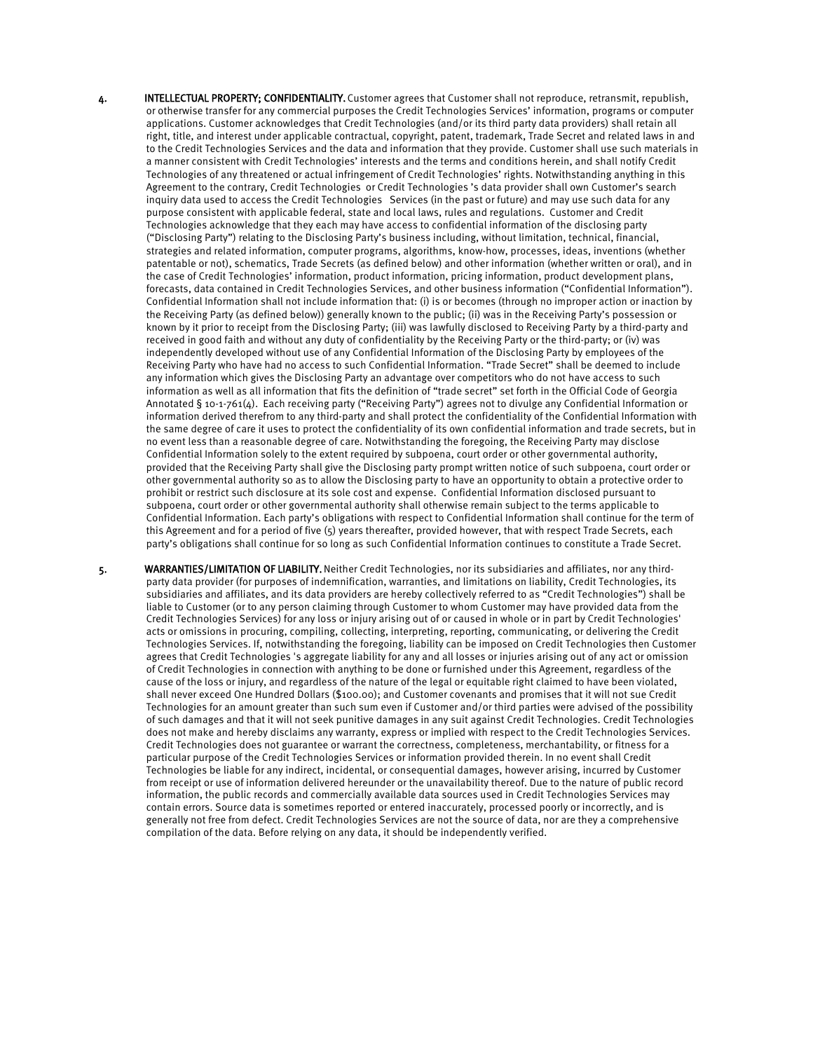4. **INTELLECTUAL PROPERTY; CONFIDENTIALITY.** Customer agrees that Customer shall not reproduce, retransmit, republish, or otherwise transfer for any commercial purposes the Credit Technologies Services' information, programs or computer applications. Customer acknowledges that Credit Technologies (and/or its third party data providers) shall retain all right, title, and interest under applicable contractual, copyright, patent, trademark, Trade Secret and related laws in and to the Credit Technologies Services and the data and information that they provide. Customer shall use such materials in a manner consistent with Credit Technologies' interests and the terms and conditions herein, and shall notify Credit Technologies of any threatened or actual infringement of Credit Technologies' rights. Notwithstanding anything in this Agreement to the contrary, Credit Technologies or Credit Technologies 's data provider shall own Customer's search inquiry data used to access the Credit Technologies Services (in the past or future) and may use such data for any purpose consistent with applicable federal, state and local laws, rules and regulations. Customer and Credit Technologies acknowledge that they each may have access to confidential information of the disclosing party ("Disclosing Party") relating to the Disclosing Party's business including, without limitation, technical, financial, strategies and related information, computer programs, algorithms, know-how, processes, ideas, inventions (whether patentable or not), schematics, Trade Secrets (as defined below) and other information (whether written or oral), and in the case of Credit Technologies' information, product information, pricing information, product development plans, forecasts, data contained in Credit Technologies Services, and other business information ("Confidential Information"). Confidential Information shall not include information that: (i) is or becomes (through no improper action or inaction by the Receiving Party (as defined below)) generally known to the public; (ii) was in the Receiving Party's possession or known by it prior to receipt from the Disclosing Party; (iii) was lawfully disclosed to Receiving Party by a third-party and received in good faith and without any duty of confidentiality by the Receiving Party or the third-party; or (iv) was independently developed without use of any Confidential Information of the Disclosing Party by employees of the Receiving Party who have had no access to such Confidential Information. "Trade Secret" shall be deemed to include any information which gives the Disclosing Party an advantage over competitors who do not have access to such information as well as all information that fits the definition of "trade secret" set forth in the Official Code of Georgia Annotated § 10-1-761(4). Each receiving party ("Receiving Party") agrees not to divulge any Confidential Information or information derived therefrom to any third-party and shall protect the confidentiality of the Confidential Information with the same degree of care it uses to protect the confidentiality of its own confidential information and trade secrets, but in no event less than a reasonable degree of care. Notwithstanding the foregoing, the Receiving Party may disclose Confidential Information solely to the extent required by subpoena, court order or other governmental authority, provided that the Receiving Party shall give the Disclosing party prompt written notice of such subpoena, court order or other governmental authority so as to allow the Disclosing party to have an opportunity to obtain a protective order to prohibit or restrict such disclosure at its sole cost and expense. Confidential Information disclosed pursuant to subpoena, court order or other governmental authority shall otherwise remain subject to the terms applicable to Confidential Information. Each party's obligations with respect to Confidential Information shall continue for the term of this Agreement and for a period of five (5) years thereafter, provided however, that with respect Trade Secrets, each party's obligations shall continue for so long as such Confidential Information continues to constitute a Trade Secret.

5. **WARRANTIES/LIMITATION OF LIABILITY.** Neither Credit Technologies, nor its subsidiaries and affiliates, nor any third-party data provider (for purposes of indemnification, warranties, and limitations on liability, Credit Technologies, its subsidiaries and affiliates, and its data providers are hereby collectively referred to as "Credit Technologies") shall be liable to Customer (or to any person claiming through Customer to whom Customer may have provided data from the Credit Technologies Services) for any loss or injury arising out of or caused in whole or in part by Credit Technologies' acts or omissions in procuring, compiling, collecting, interpreting, reporting, communicating, or delivering the Credit Technologies Services. If, notwithstanding the foregoing, liability can be imposed on Credit Technologies then Customer agrees that Credit Technologies 's aggregate liability for any and all losses or injuries arising out of any act or omission of Credit Technologies in connection with anything to be done or furnished under this Agreement, regardless of the cause of the loss or injury, and regardless of the nature of the legal or equitable right claimed to have been violated, shall never exceed One Hundred Dollars ($100.00); and Customer covenants and promises that it will not sue Credit Technologies for an amount greater than such sum even if Customer and/or third parties were advised of the possibility of such damages and that it will not seek punitive damages in any suit against Credit Technologies. Credit Technologies does not make and hereby disclaims any warranty, express or implied with respect to the Credit Technologies Services. Credit Technologies does not guarantee or warrant the correctness, completeness, merchantability, or fitness for a particular purpose of the Credit Technologies Services or information provided therein. In no event shall Credit Technologies be liable for any indirect, incidental, or consequential damages, however arising, incurred by Customer from receipt or use of information delivered hereunder or the unavailability thereof. Due to the nature of public record information, the public records and commercially available data sources used in Credit Technologies Services may contain errors. Source data is sometimes reported or entered inaccurately, processed poorly or incorrectly, and is generally not free from defect. Credit Technologies Services are not the source of data, nor are they a comprehensive compilation of the data. Before relying on any data, it should be independently verified.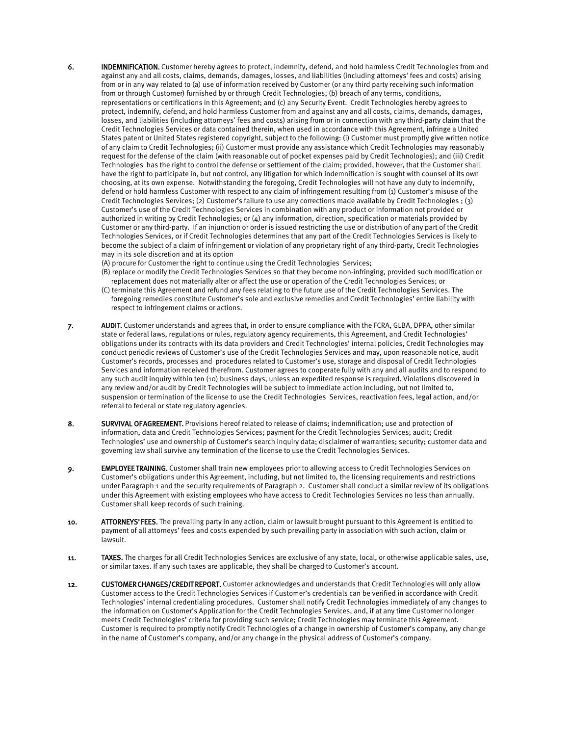6. **INDEMNIFICATION.** Customer hereby agrees to protect, indemnify, defend, and hold harmless Credit Technologies from and against any and all costs, claims, demands, damages, losses, and liabilities (including attorneys' fees and costs) arising from or in any way related to (a) use of information received by Customer (or any third party receiving such information from or through Customer) furnished by or through Credit Technologies; (b) breach of any terms, conditions, representations or certifications in this Agreement; and (c) any Security Event. Credit Technologies hereby agrees to protect, indemnify, defend, and hold harmless Customer from and against any and all costs, claims, demands, damages, losses, and liabilities (including attorneys' fees and costs) arising from or in connection with any third-party claim that the Credit Technologies Services or data contained therein, when used in accordance with this Agreement, infringe a United States patent or United States registered copyright, subject to the following: (i) Customer must promptly give written notice of any claim to Credit Technologies; (ii) Customer must provide any assistance which Credit Technologies may reasonably request for the defense of the claim (with reasonable out of pocket expenses paid by Credit Technologies); and (iii) Credit Technologies has the right to control the defense or settlement of the claim; provided, however, that the Customer shall have the right to participate in, but not control, any litigation for which indemnification is sought with counsel of its own choosing, at its own expense. Notwithstanding the foregoing, Credit Technologies will not have any duty to indemnify, defend or hold harmless Customer with respect to any claim of infringement resulting from (1) Customer's misuse of the Credit Technologies Services; (2) Customer's failure to use any corrections made available by Credit Technologies ; (3) Customer's use of the Credit Technologies Services in combination with any product or information not provided or authorized in writing by Credit Technologies; or (4) any information, direction, specification or materials provided by Customer or any third-party. If an injunction or order is issued restricting the use or distribution of any part of the Credit Technologies Services, or if Credit Technologies determines that any part of the Credit Technologies Services is likely to become the subject of a claim of infringement or violation of any proprietary right of any third-party, Credit Technologies may in its sole discretion and at its option

   (A) procure for Customer the right to continue using the Credit Technologies Services;

   (B) replace or modify the Credit Technologies Services so that they become non-infringing, provided such modification or replacement does not materially alter or affect the use or operation of the Credit Technologies Services; or

   (C) terminate this Agreement and refund any fees relating to the future use of the Credit Technologies Services. The foregoing remedies constitute Customer's sole and exclusive remedies and Credit Technologies' entire liability with respect to infringement claims or actions.

7. **AUDIT.** Customer understands and agrees that, in order to ensure compliance with the FCRA, GLBA, DPPA, other similar state or federal laws, regulations or rules, regulatory agency requirements, this Agreement, and Credit Technologies' obligations under its contracts with its data providers and Credit Technologies' internal policies, Credit Technologies may conduct periodic reviews of Customer's use of the Credit Technologies Services and may, upon reasonable notice, audit Customer's records, processes and procedures related to Customer's use, storage and disposal of Credit Technologies Services and information received therefrom. Customer agrees to cooperate fully with any and all audits and to respond to any such audit inquiry within ten (10) business days, unless an expedited response is required. Violations discovered in any review and/or audit by Credit Technologies will be subject to immediate action including, but not limited to, suspension or termination of the license to use the Credit Technologies Services, reactivation fees, legal action, and/or referral to federal or state regulatory agencies.

8. **SURVIVAL OF AGREEMENT.** Provisions hereof related to release of claims; indemnification; use and protection of information, data and Credit Technologies Services; payment for the Credit Technologies Services; audit; Credit Technologies' use and ownership of Customer's search inquiry data; disclaimer of warranties; security; customer data and governing law shall survive any termination of the license to use the Credit Technologies Services.

9. **EMPLOYEE TRAINING.** Customer shall train new employees prior to allowing access to Credit Technologies Services on Customer's obligations under this Agreement, including, but not limited to, the licensing requirements and restrictions under Paragraph 1 and the security requirements of Paragraph 2. Customer shall conduct a similar review of its obligations under this Agreement with existing employees who have access to Credit Technologies Services no less than annually. Customer shall keep records of such training.

10. **ATTORNEYS' FEES.** The prevailing party in any action, claim or lawsuit brought pursuant to this Agreement is entitled to payment of all attorneys' fees and costs expended by such prevailing party in association with such action, claim or lawsuit.

11. **TAXES.** The charges for all Credit Technologies Services are exclusive of any state, local, or otherwise applicable sales, use, or similar taxes. If any such taxes are applicable, they shall be charged to Customer's account.

12. **CUSTOMER CHANGES/CREDIT REPORT.** Customer acknowledges and understands that Credit Technologies will only allow Customer access to the Credit Technologies Services if Customer's credentials can be verified in accordance with Credit Technologies' internal credentialing procedures. Customer shall notify Credit Technologies immediately of any changes to the information on Customer's Application for the Credit Technologies Services, and, if at any time Customer no longer meets Credit Technologies' criteria for providing such service; Credit Technologies may terminate this Agreement. Customer is required to promptly notify Credit Technologies of a change in ownership of Customer's company, any change in the name of Customer's company, and/or any change in the physical address of Customer's company.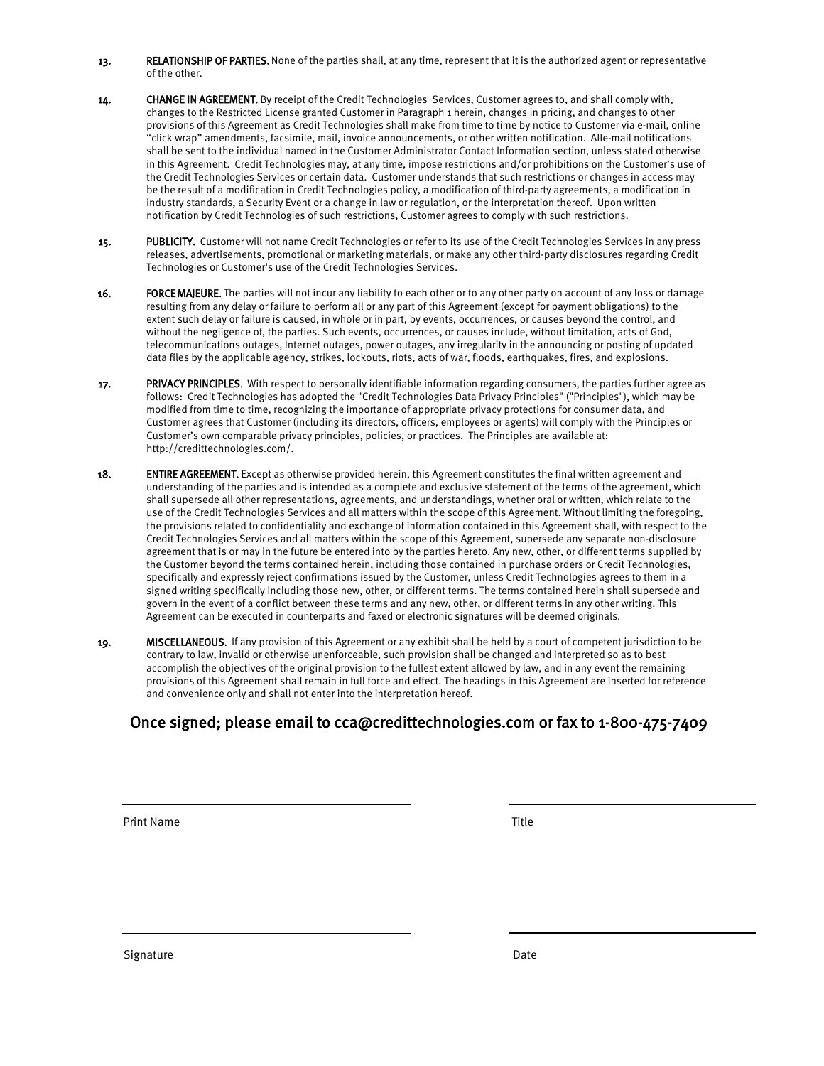13. **RELATIONSHIP OF PARTIES.** None of the parties shall, at any time, represent that it is the authorized agent or representative of the other.

14. **CHANGE IN AGREEMENT.** By receipt of the Credit Technologies Services, Customer agrees to, and shall comply with, changes to the Restricted License granted Customer in Paragraph 1 herein, changes in pricing, and changes to other provisions of this Agreement as Credit Technologies shall make from time to time by notice to Customer via e-mail, online "click wrap" amendments, facsimile, mail, invoice announcements, or other written notification. Alle-mail notifications shall be sent to the individual named in the Customer Administrator Contact Information section, unless stated otherwise in this Agreement. Credit Technologies may, at any time, impose restrictions and/or prohibitions on the Customer's use of the Credit Technologies Services or certain data. Customer understands that such restrictions or changes in access may be the result of a modification in Credit Technologies policy, a modification of third-party agreements, a modification in industry standards, a Security Event or a change in law or regulation, or the interpretation thereof. Upon written notification by Credit Technologies of such restrictions, Customer agrees to comply with such restrictions.

15. **PUBLICITY.** Customer will not name Credit Technologies or refer to its use of the Credit Technologies Services in any press releases, advertisements, promotional or marketing materials, or make any other third-party disclosures regarding Credit Technologies or Customer's use of the Credit Technologies Services.

16. **FORCE MAJEURE.** The parties will not incur any liability to each other or to any other party on account of any loss or damage resulting from any delay or failure to perform all or any part of this Agreement (except for payment obligations) to the extent such delay or failure is caused, in whole or in part, by events, occurrences, or causes beyond the control, and without the negligence of, the parties. Such events, occurrences, or causes include, without limitation, acts of God, telecommunications outages, Internet outages, power outages, any irregularity in the announcing or posting of updated data files by the applicable agency, strikes, lockouts, riots, acts of war, floods, earthquakes, fires, and explosions.

17. **PRIVACY PRINCIPLES.** With respect to personally identifiable information regarding consumers, the parties further agree as follows: Credit Technologies has adopted the "Credit Technologies Data Privacy Principles" ("Principles"), which may be modified from time to time, recognizing the importance of appropriate privacy protections for consumer data, and Customer agrees that Customer (including its directors, officers, employees or agents) will comply with the Principles or Customer's own comparable privacy principles, policies, or practices. The Principles are available at: http://credittechnologies.com/.

18. **ENTIRE AGREEMENT.** Except as otherwise provided herein, this Agreement constitutes the final written agreement and understanding of the parties and is intended as a complete and exclusive statement of the terms of the agreement, which shall supersede all other representations, agreements, and understandings, whether oral or written, which relate to the use of the Credit Technologies Services and all matters within the scope of this Agreement. Without limiting the foregoing, the provisions related to confidentiality and exchange of information contained in this Agreement shall, with respect to the Credit Technologies Services and all matters within the scope of this Agreement, supersede any separate non-disclosure agreement that is or may in the future be entered into by the parties hereto. Any new, other, or different terms supplied by the Customer beyond the terms contained herein, including those contained in purchase orders or Credit Technologies, specifically and expressly reject confirmations issued by the Customer, unless Credit Technologies agrees to them in a signed writing specifically including those new, other, or different terms. The terms contained herein shall supersede and govern in the event of a conflict between these terms and any new, other, or different terms in any other writing. This Agreement can be executed in counterparts and faxed or electronic signatures will be deemed originals.

19. **MISCELLANEOUS.** If any provision of this Agreement or any exhibit shall be held by a court of competent jurisdiction to be contrary to law, invalid or otherwise unenforceable, such provision shall be changed and interpreted so as to best accomplish the objectives of the original provision to the fullest extent allowed by law, and in any event the remaining provisions of this Agreement shall remain in full force and effect. The headings in this Agreement are inserted for reference and convenience only and shall not enter into the interpretation hereof.

## Once signed; please email to cca@credittechnologies.com or fax to 1-800-475-7409

Print Name ______________________________ Title ______________________________

Signature ______________________________ Date ______________________________